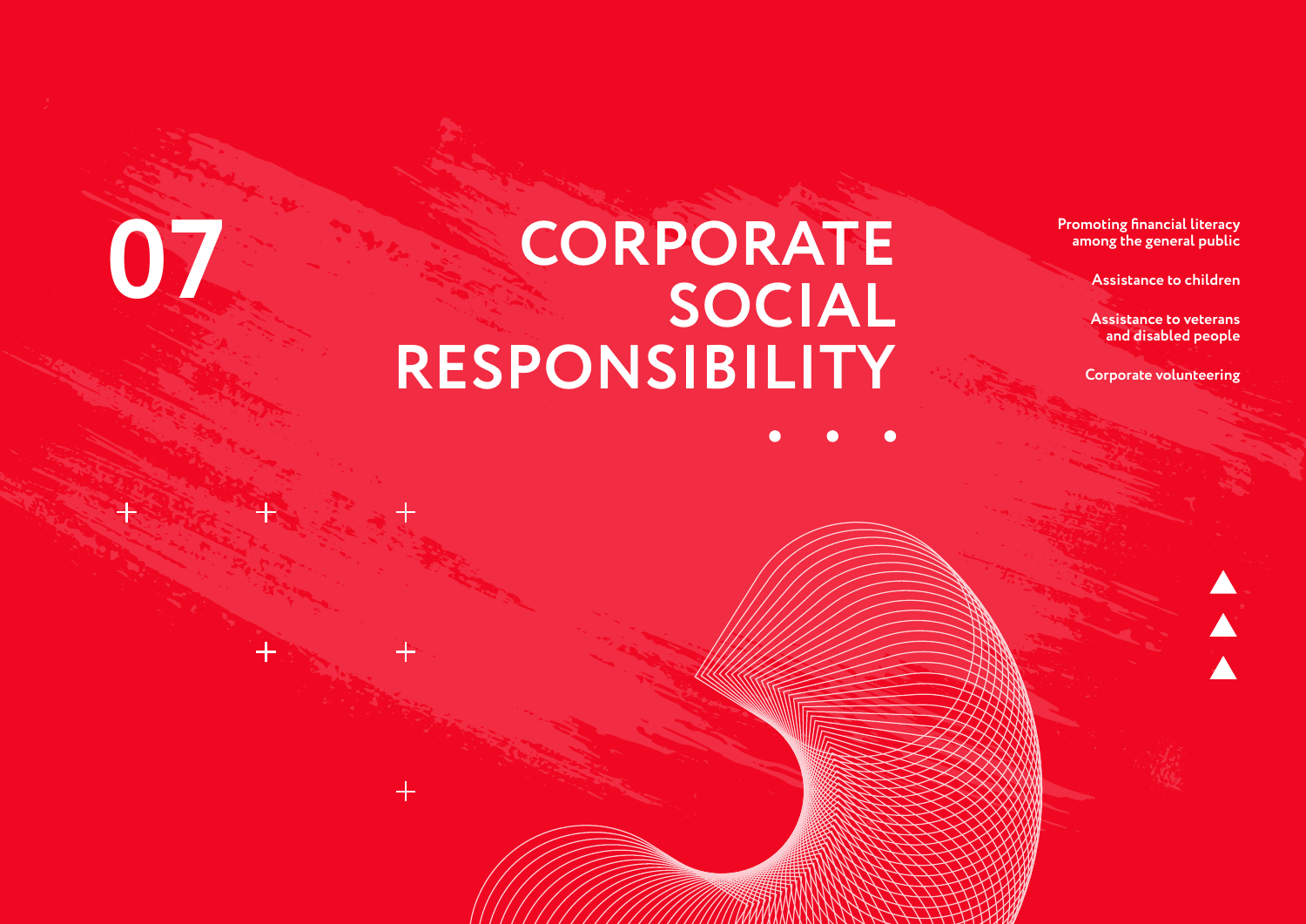# 07 CORPORATE SOCIAL RESPONSIBILITY

- Promoting financial literacy among the general public
- Assistance to children
- Assistance to veterans and disabled people
- Corporate volunteering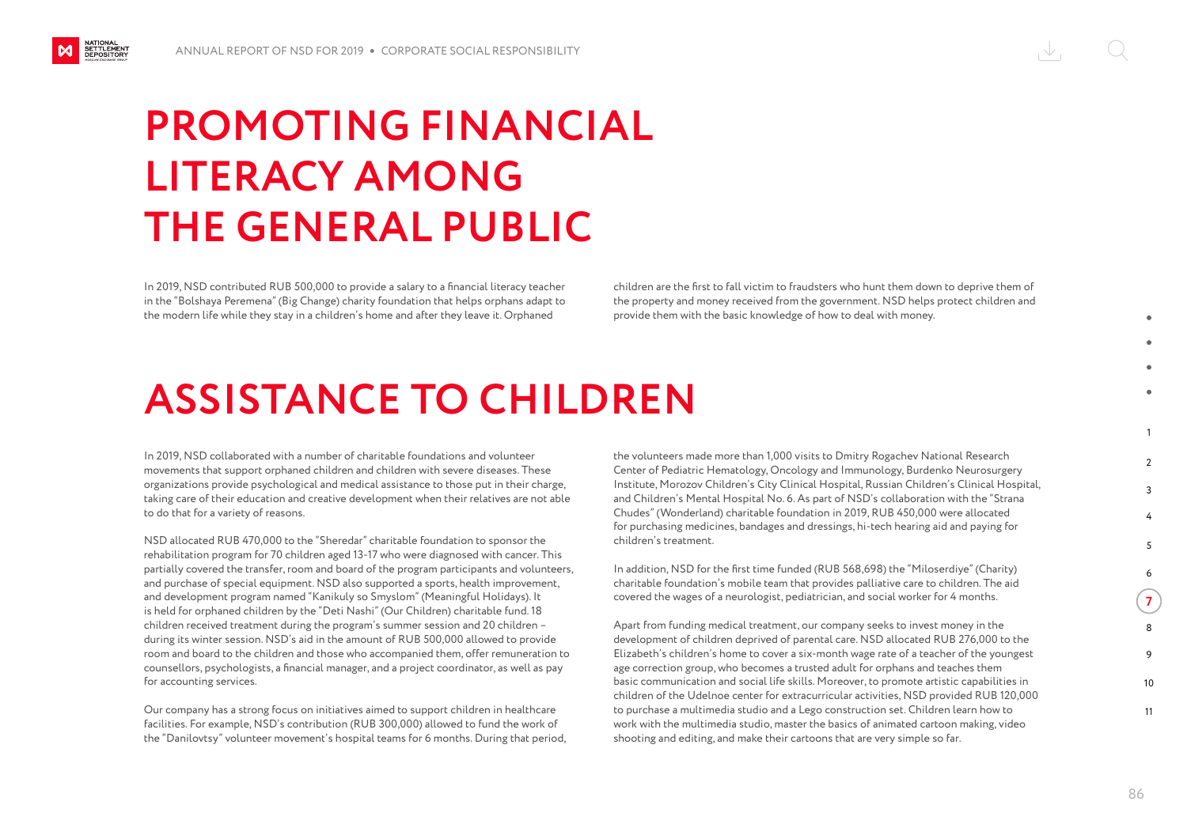# PROMOTING FINANCIAL LITERACY AMONG THE GENERAL PUBLIC

In 2019, NSD contributed RUB 500,000 to provide a salary to a financial literacy teacher in the "Bolshaya Peremena" (Big Change) charity foundation that helps orphans adapt to the modern life while they stay in a children's home and after they leave it. Orphaned children are the first to fall victim to fraudsters who hunt them down to deprive them of the property and money received from the government. NSD helps protect children and provide them with the basic knowledge of how to deal with money.

# ASSISTANCE TO CHILDREN

In 2019, NSD collaborated with a number of charitable foundations and volunteer movements that support orphaned children and children with severe diseases. These organizations provide psychological and medical assistance to those put in their charge, taking care of their education and creative development when their relatives are not able to do that for a variety of reasons.

NSD allocated RUB 470,000 to the "Sheredar" charitable foundation to sponsor the rehabilitation program for 70 children aged 13-17 who were diagnosed with cancer. This partially covered the transfer, room and board of the program participants and volunteers, and purchase of special equipment. NSD also supported a sports, health improvement, and development program named "Kanikuly so Smyslom" (Meaningful Holidays). It is held for orphaned children by the "Deti Nashi" (Our Children) charitable fund. 18 children received treatment during the program's summer session and 20 children – during its winter session. NSD's aid in the amount of RUB 500,000 allowed to provide room and board to the children and those who accompanied them, offer remuneration to counsellors, psychologists, a financial manager, and a project coordinator, as well as pay for accounting services.

Our company has a strong focus on initiatives aimed to support children in healthcare facilities. For example, NSD's contribution (RUB 300,000) allowed to fund the work of the "Danilovtsy" volunteer movement's hospital teams for 6 months. During that period, the volunteers made more than 1,000 visits to Dmitry Rogachev National Research Center of Pediatric Hematology, Oncology and Immunology, Burdenko Neurosurgery Institute, Morozov Children's City Clinical Hospital, Russian Children's Clinical Hospital, and Children's Mental Hospital No. 6. As part of NSD's collaboration with the "Strana Chudes" (Wonderland) charitable foundation in 2019, RUB 450,000 were allocated for purchasing medicines, bandages and dressings, hi-tech hearing aid and paying for children's treatment.

In addition, NSD for the first time funded (RUB 568,698) the "Miloserdiye" (Charity) charitable foundation's mobile team that provides palliative care to children. The aid covered the wages of a neurologist, pediatrician, and social worker for 4 months.

Apart from funding medical treatment, our company seeks to invest money in the development of children deprived of parental care. NSD allocated RUB 276,000 to the Elizabeth's children's home to cover a six-month wage rate of a teacher of the youngest age correction group, who becomes a trusted adult for orphans and teaches them basic communication and social life skills. Moreover, to promote artistic capabilities in children of the Udelnoe center for extracurricular activities, NSD provided RUB 120,000 to purchase a multimedia studio and a Lego construction set. Children learn how to work with the multimedia studio, master the basics of animated cartoon making, video shooting and editing, and make their cartoons that are very simple so far.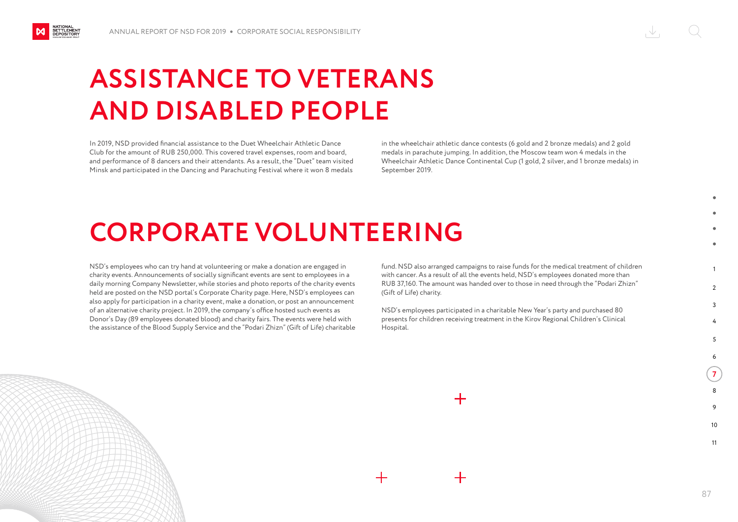# ASSISTANCE TO VETERANS AND DISABLED PEOPLE

In 2019, NSD provided financial assistance to the Duet Wheelchair Athletic Dance Club for the amount of RUB 250,000. This covered travel expenses, room and board, and performance of 8 dancers and their attendants. As a result, the "Duet" team visited Minsk and participated in the Dancing and Parachuting Festival where it won 8 medals in the wheelchair athletic dance contests (6 gold and 2 bronze medals) and 2 gold medals in parachute jumping. In addition, the Moscow team won 4 medals in the Wheelchair Athletic Dance Continental Cup (1 gold, 2 silver, and 1 bronze medals) in September 2019.

# CORPORATE VOLUNTEERING

NSD's employees who can try hand at volunteering or make a donation are engaged in charity events. Announcements of socially significant events are sent to employees in a daily morning Company Newsletter, while stories and photo reports of the charity events held are posted on the NSD portal's Corporate Charity page. Here, NSD's employees can also apply for participation in a charity event, make a donation, or post an announcement of an alternative charity project. In 2019, the company's office hosted such events as Donor's Day (89 employees donated blood) and charity fairs. The events were held with the assistance of the Blood Supply Service and the "Podari Zhizn" (Gift of Life) charitable fund. NSD also arranged campaigns to raise funds for the medical treatment of children with cancer. As a result of all the events held, NSD's employees donated more than RUB 37,160. The amount was handed over to those in need through the "Podari Zhizn" (Gift of Life) charity.

NSD's employees participated in a charitable New Year's party and purchased 80 presents for children receiving treatment in the Kirov Regional Children's Clinical Hospital.